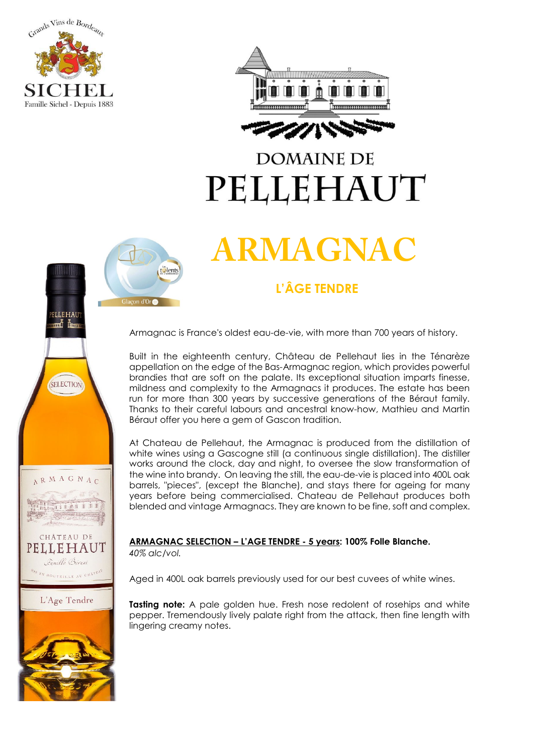# DOMAINE DE PELLEHAUT

# ARMAGNAC

## L'ÂGE TENDRE

Armagnac is France's oldest eau-de-vie, with more than 700 years of history.

Built in the eighteenth century, Château de Pellehaut lies in the Ténarèze appellation on the edge of the Bas-Armagnac region, which provides powerful brandies that are soft on the palate. Its exceptional situation imparts finesse, mildness and complexity to the Armagnacs it produces. The estate has been run for more than 300 years by successive generations of the Béraut family. Thanks to their careful labours and ancestral know-how, Mathieu and Martin Béraut offer you here a gem of Gascon tradition.

At Chateau de Pellehaut, the Armagnac is produced from the distillation of white wines using a Gascogne still (a continuous single distillation). The distiller works around the clock, day and night, to oversee the slow transformation of the wine into brandy. On leaving the still, the eau-de-vie is placed into 400L oak barrels, "pieces", (except the Blanche), and stays there for ageing for many years before being commercialised. Chateau de Pellehaut produces both blended and vintage Armagnacs. They are known to be fine, soft and complex.

**ARMAGNAC SELECTION – L'AGE TENDRE - 5 years: 100% Folle Blanche.**
*40% alc/vol.*

Aged in 400L oak barrels previously used for our best cuvees of white wines.

**Tasting note:** A pale golden hue. Fresh nose redolent of rosehips and white pepper. Tremendously lively palate right from the attack, then fine length with lingering creamy notes.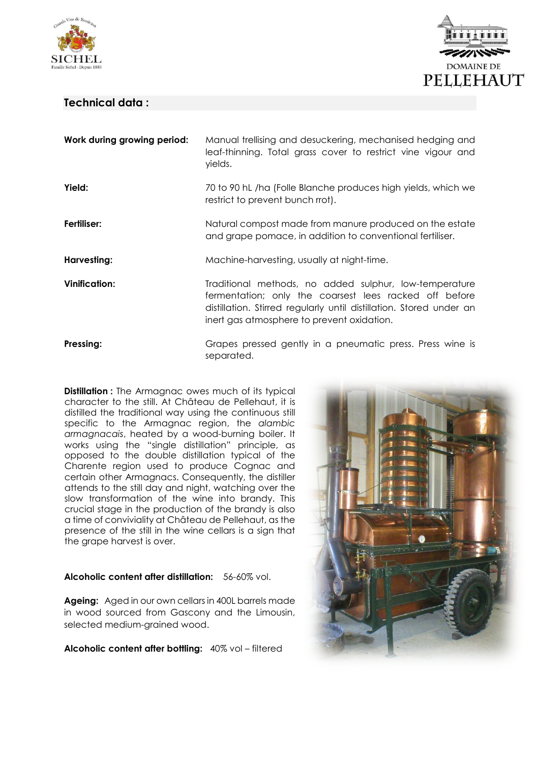## Technical data :

| | |
|---|---|
| **Work during growing period:** | Manual trellising and desuckering, mechanised hedging and leaf-thinning. Total grass cover to restrict vine vigour and yields. |
| **Yield:** | 70 to 90 hL /ha (Folle Blanche produces high yields, which we restrict to prevent bunch rrot). |
| **Fertiliser:** | Natural compost made from manure produced on the estate and grape pomace, in addition to conventional fertiliser. |
| **Harvesting:** | Machine-harvesting, usually at night-time. |
| **Vinification:** | Traditional methods, no added sulphur, low-temperature fermentation; only the coarsest lees racked off before distillation. Stirred regularly until distillation. Stored under an inert gas atmosphere to prevent oxidation. |
| **Pressing:** | Grapes pressed gently in a pneumatic press. Press wine is separated. |

**Distillation :** The Armagnac owes much of its typical character to the still. At Château de Pellehaut, it is distilled the traditional way using the continuous still specific to the Armagnac region, the *alambic armagnacais*, heated by a wood-burning boiler. It works using the "single distillation" principle, as opposed to the double distillation typical of the Charente region used to produce Cognac and certain other Armagnacs. Consequently, the distiller attends to the still day and night, watching over the slow transformation of the wine into brandy. This crucial stage in the production of the brandy is also a time of conviviality at Château de Pellehaut, as the presence of the still in the wine cellars is a sign that the grape harvest is over.

**Alcoholic content after distillation:** 56-60% vol.

**Ageing:** Aged in our own cellars in 400L barrels made in wood sourced from Gascony and the Limousin, selected medium-grained wood.

**Alcoholic content after bottling:** 40% vol – filtered